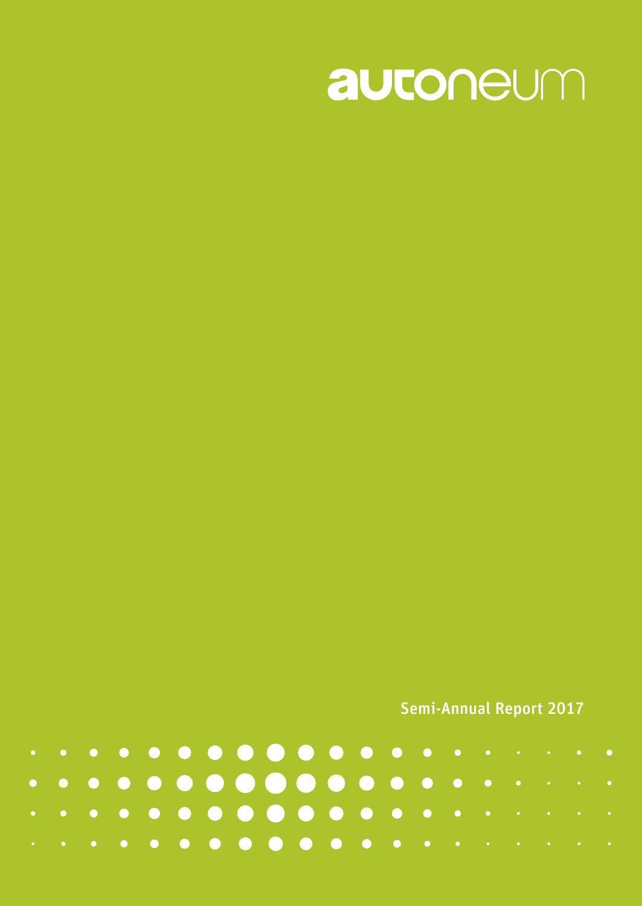# autoneum

Semi-Annual Report 2017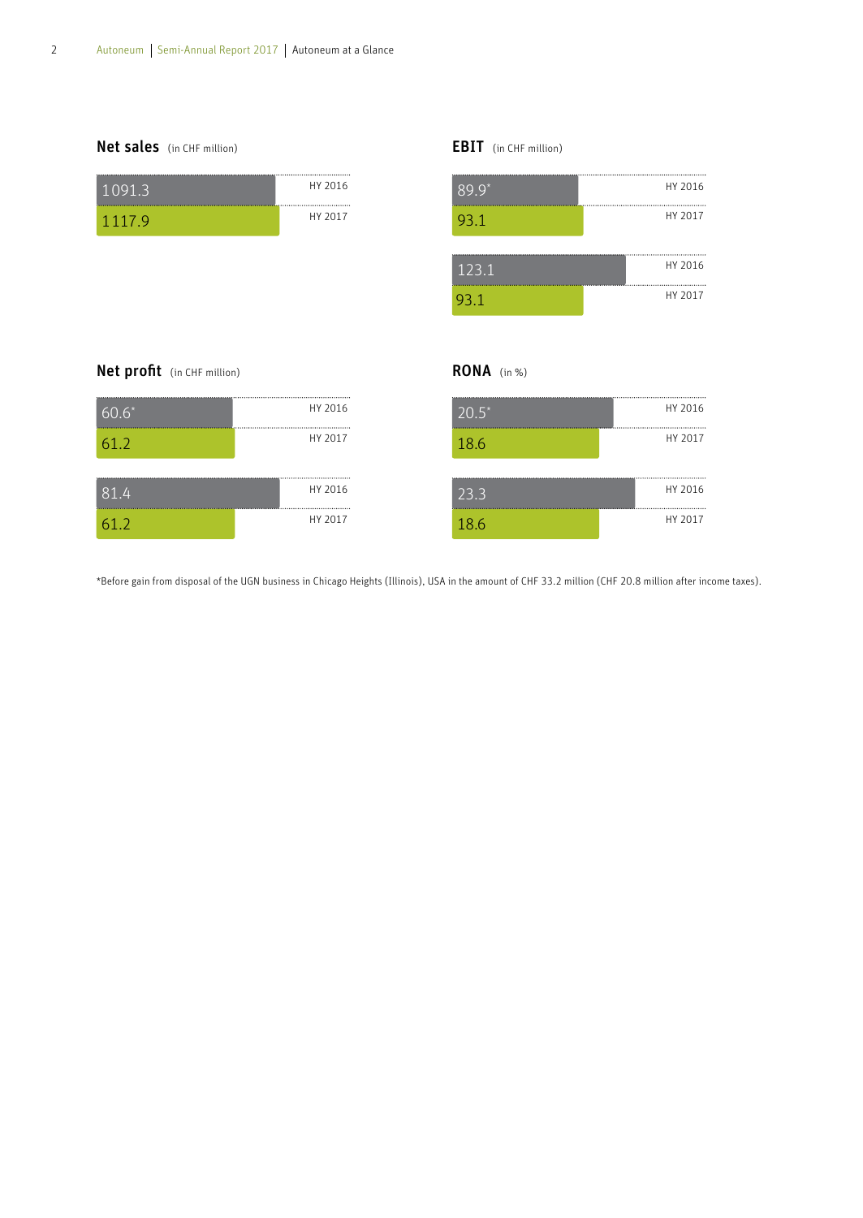## Net sales (in CHF million)

| Value | Period |
|---|---|
| 1091.3 | HY 2016 |
| 1117.9 | HY 2017 |

## EBIT (in CHF million)

| Value | Period |
|---|---|
| 89.9* | HY 2016 |
| 93.1 | HY 2017 |

| Value | Period |
|---|---|
| 123.1 | HY 2016 |
| 93.1 | HY 2017 |

## Net profit (in CHF million)

| Value | Period |
|---|---|
| 60.6* | HY 2016 |
| 61.2 | HY 2017 |

| Value | Period |
|---|---|
| 81.4 | HY 2016 |
| 61.2 | HY 2017 |

## RONA (in %)

| Value | Period |
|---|---|
| 20.5* | HY 2016 |
| 18.6 | HY 2017 |

| Value | Period |
|---|---|
| 23.3 | HY 2016 |
| 18.6 | HY 2017 |

*Before gain from disposal of the UGN business in Chicago Heights (Illinois), USA in the amount of CHF 33.2 million (CHF 20.8 million after income taxes).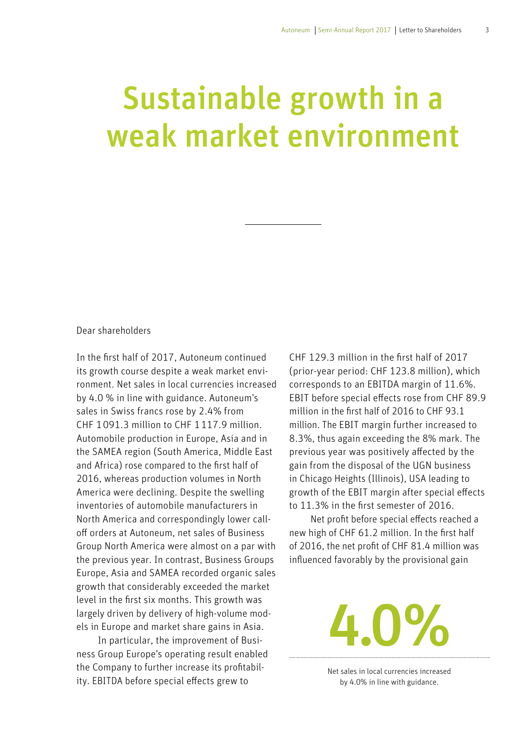# Sustainable growth in a weak market environment

Dear shareholders

In the first half of 2017, Autoneum continued its growth course despite a weak market environment. Net sales in local currencies increased by 4.0 % in line with guidance. Autoneum's sales in Swiss francs rose by 2.4% from CHF 1091.3 million to CHF 1117.9 million. Automobile production in Europe, Asia and in the SAMEA region (South America, Middle East and Africa) rose compared to the first half of 2016, whereas production volumes in North America were declining. Despite the swelling inventories of automobile manufacturers in North America and correspondingly lower call-off orders at Autoneum, net sales of Business Group North America were almost on a par with the previous year. In contrast, Business Groups Europe, Asia and SAMEA recorded organic sales growth that considerably exceeded the market level in the first six months. This growth was largely driven by delivery of high-volume models in Europe and market share gains in Asia.

In particular, the improvement of Business Group Europe's operating result enabled the Company to further increase its profitability. EBITDA before special effects grew to CHF 129.3 million in the first half of 2017 (prior-year period: CHF 123.8 million), which corresponds to an EBITDA margin of 11.6%. EBIT before special effects rose from CHF 89.9 million in the first half of 2016 to CHF 93.1 million. The EBIT margin further increased to 8.3%, thus again exceeding the 8% mark. The previous year was positively affected by the gain from the disposal of the UGN business in Chicago Heights (Illinois), USA leading to growth of the EBIT margin after special effects to 11.3% in the first semester of 2016.

Net profit before special effects reached a new high of CHF 61.2 million. In the first half of 2016, the net profit of CHF 81.4 million was influenced favorably by the provisional gain

**4.0%**

Net sales in local currencies increased by 4.0% in line with guidance.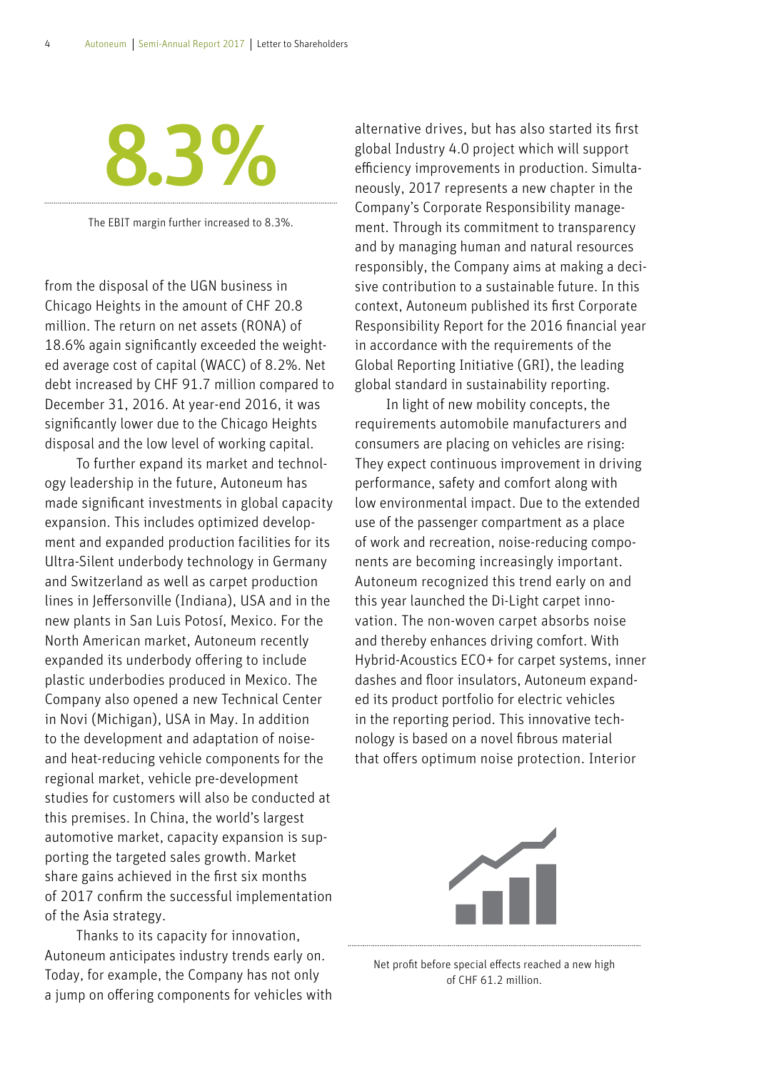# 8.3%

The EBIT margin further increased to 8.3%.

from the disposal of the UGN business in Chicago Heights in the amount of CHF 20.8 million. The return on net assets (RONA) of 18.6% again significantly exceeded the weighted average cost of capital (WACC) of 8.2%. Net debt increased by CHF 91.7 million compared to December 31, 2016. At year-end 2016, it was significantly lower due to the Chicago Heights disposal and the low level of working capital.

To further expand its market and technology leadership in the future, Autoneum has made significant investments in global capacity expansion. This includes optimized development and expanded production facilities for its Ultra-Silent underbody technology in Germany and Switzerland as well as carpet production lines in Jeffersonville (Indiana), USA and in the new plants in San Luis Potosí, Mexico. For the North American market, Autoneum recently expanded its underbody offering to include plastic underbodies produced in Mexico. The Company also opened a new Technical Center in Novi (Michigan), USA in May. In addition to the development and adaptation of noise- and heat-reducing vehicle components for the regional market, vehicle pre-development studies for customers will also be conducted at this premises. In China, the world's largest automotive market, capacity expansion is supporting the targeted sales growth. Market share gains achieved in the first six months of 2017 confirm the successful implementation of the Asia strategy.

Thanks to its capacity for innovation, Autoneum anticipates industry trends early on. Today, for example, the Company has not only a jump on offering components for vehicles with alternative drives, but has also started its first global Industry 4.0 project which will support efficiency improvements in production. Simultaneously, 2017 represents a new chapter in the Company's Corporate Responsibility management. Through its commitment to transparency and by managing human and natural resources responsibly, the Company aims at making a decisive contribution to a sustainable future. In this context, Autoneum published its first Corporate Responsibility Report for the 2016 financial year in accordance with the requirements of the Global Reporting Initiative (GRI), the leading global standard in sustainability reporting.

In light of new mobility concepts, the requirements automobile manufacturers and consumers are placing on vehicles are rising: They expect continuous improvement in driving performance, safety and comfort along with low environmental impact. Due to the extended use of the passenger compartment as a place of work and recreation, noise-reducing components are becoming increasingly important. Autoneum recognized this trend early on and this year launched the Di-Light carpet innovation. The non-woven carpet absorbs noise and thereby enhances driving comfort. With Hybrid-Acoustics ECO+ for carpet systems, inner dashes and floor insulators, Autoneum expanded its product portfolio for electric vehicles in the reporting period. This innovative technology is based on a novel fibrous material that offers optimum noise protection. Interior

Net profit before special effects reached a new high of CHF 61.2 million.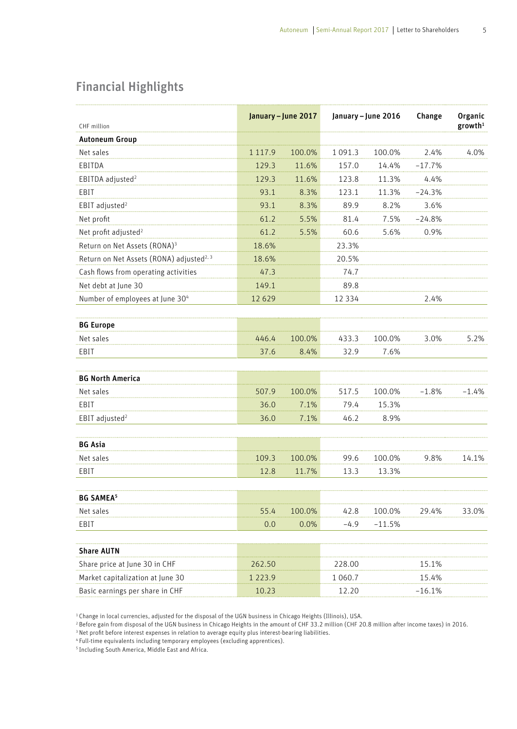## Financial Highlights

| CHF million | January – June 2017 | | January – June 2016 | | Change | Organic growth[1] |
|---|---|---|---|---|---|---|
| **Autoneum Group** | | | | | | |
| Net sales | 1 117.9 | 100.0% | 1 091.3 | 100.0% | 2.4% | 4.0% |
| EBITDA | 129.3 | 11.6% | 157.0 | 14.4% | –17.7% | |
| EBITDA adjusted[2] | 129.3 | 11.6% | 123.8 | 11.3% | 4.4% | |
| EBIT | 93.1 | 8.3% | 123.1 | 11.3% | –24.3% | |
| EBIT adjusted[2] | 93.1 | 8.3% | 89.9 | 8.2% | 3.6% | |
| Net profit | 61.2 | 5.5% | 81.4 | 7.5% | –24.8% | |
| Net profit adjusted[2] | 61.2 | 5.5% | 60.6 | 5.6% | 0.9% | |
| Return on Net Assets (RONA)[3] | 18.6% | | 23.3% | | | |
| Return on Net Assets (RONA) adjusted[2, 3] | 18.6% | | 20.5% | | | |
| Cash flows from operating activities | 47.3 | | 74.7 | | | |
| Net debt at June 30 | 149.1 | | 89.8 | | | |
| Number of employees at June 30[4] | 12 629 | | 12 334 | | 2.4% | |
| | | | | | | |
| **BG Europe** | | | | | | |
| Net sales | 446.4 | 100.0% | 433.3 | 100.0% | 3.0% | 5.2% |
| EBIT | 37.6 | 8.4% | 32.9 | 7.6% | | |
| | | | | | | |
| **BG North America** | | | | | | |
| Net sales | 507.9 | 100.0% | 517.5 | 100.0% | –1.8% | –1.4% |
| EBIT | 36.0 | 7.1% | 79.4 | 15.3% | | |
| EBIT adjusted[2] | 36.0 | 7.1% | 46.2 | 8.9% | | |
| | | | | | | |
| **BG Asia** | | | | | | |
| Net sales | 109.3 | 100.0% | 99.6 | 100.0% | 9.8% | 14.1% |
| EBIT | 12.8 | 11.7% | 13.3 | 13.3% | | |
| | | | | | | |
| **BG SAMEA[5]** | | | | | | |
| Net sales | 55.4 | 100.0% | 42.8 | 100.0% | 29.4% | 33.0% |
| EBIT | 0.0 | 0.0% | –4.9 | –11.5% | | |
| | | | | | | |
| **Share AUTN** | | | | | | |
| Share price at June 30 in CHF | 262.50 | | 228.00 | | 15.1% | |
| Market capitalization at June 30 | 1 223.9 | | 1 060.7 | | 15.4% | |
| Basic earnings per share in CHF | 10.23 | | 12.20 | | –16.1% | |

[1] Change in local currencies, adjusted for the disposal of the UGN business in Chicago Heights (Illinois), USA.
[2] Before gain from disposal of the UGN business in Chicago Heights in the amount of CHF 33.2 million (CHF 20.8 million after income taxes) in 2016.
[3] Net profit before interest expenses in relation to average equity plus interest-bearing liabilities.
[4] Full-time equivalents including temporary employees (excluding apprentices).
[5] Including South America, Middle East and Africa.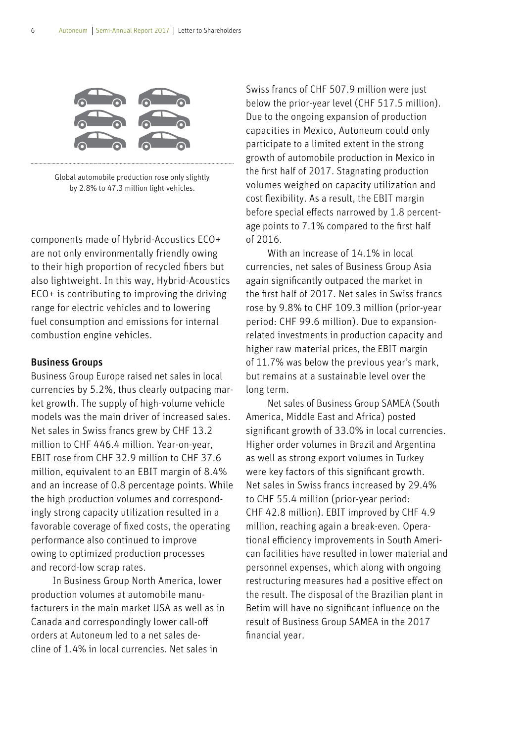Global automobile production rose only slightly by 2.8% to 47.3 million light vehicles.

components made of Hybrid-Acoustics ECO+ are not only environmentally friendly owing to their high proportion of recycled fibers but also lightweight. In this way, Hybrid-Acoustics ECO+ is contributing to improving the driving range for electric vehicles and to lowering fuel consumption and emissions for internal combustion engine vehicles.

## Business Groups

Business Group Europe raised net sales in local currencies by 5.2%, thus clearly outpacing market growth. The supply of high-volume vehicle models was the main driver of increased sales. Net sales in Swiss francs grew by CHF 13.2 million to CHF 446.4 million. Year-on-year, EBIT rose from CHF 32.9 million to CHF 37.6 million, equivalent to an EBIT margin of 8.4% and an increase of 0.8 percentage points. While the high production volumes and correspondingly strong capacity utilization resulted in a favorable coverage of fixed costs, the operating performance also continued to improve owing to optimized production processes and record-low scrap rates.

In Business Group North America, lower production volumes at automobile manufacturers in the main market USA as well as in Canada and correspondingly lower call-off orders at Autoneum led to a net sales decline of 1.4% in local currencies. Net sales in Swiss francs of CHF 507.9 million were just below the prior-year level (CHF 517.5 million). Due to the ongoing expansion of production capacities in Mexico, Autoneum could only participate to a limited extent in the strong growth of automobile production in Mexico in the first half of 2017. Stagnating production volumes weighed on capacity utilization and cost flexibility. As a result, the EBIT margin before special effects narrowed by 1.8 percentage points to 7.1% compared to the first half of 2016.

With an increase of 14.1% in local currencies, net sales of Business Group Asia again significantly outpaced the market in the first half of 2017. Net sales in Swiss francs rose by 9.8% to CHF 109.3 million (prior-year period: CHF 99.6 million). Due to expansion-related investments in production capacity and higher raw material prices, the EBIT margin of 11.7% was below the previous year's mark, but remains at a sustainable level over the long term.

Net sales of Business Group SAMEA (South America, Middle East and Africa) posted significant growth of 33.0% in local currencies. Higher order volumes in Brazil and Argentina as well as strong export volumes in Turkey were key factors of this significant growth. Net sales in Swiss francs increased by 29.4% to CHF 55.4 million (prior-year period: CHF 42.8 million). EBIT improved by CHF 4.9 million, reaching again a break-even. Operational efficiency improvements in South American facilities have resulted in lower material and personnel expenses, which along with ongoing restructuring measures had a positive effect on the result. The disposal of the Brazilian plant in Betim will have no significant influence on the result of Business Group SAMEA in the 2017 financial year.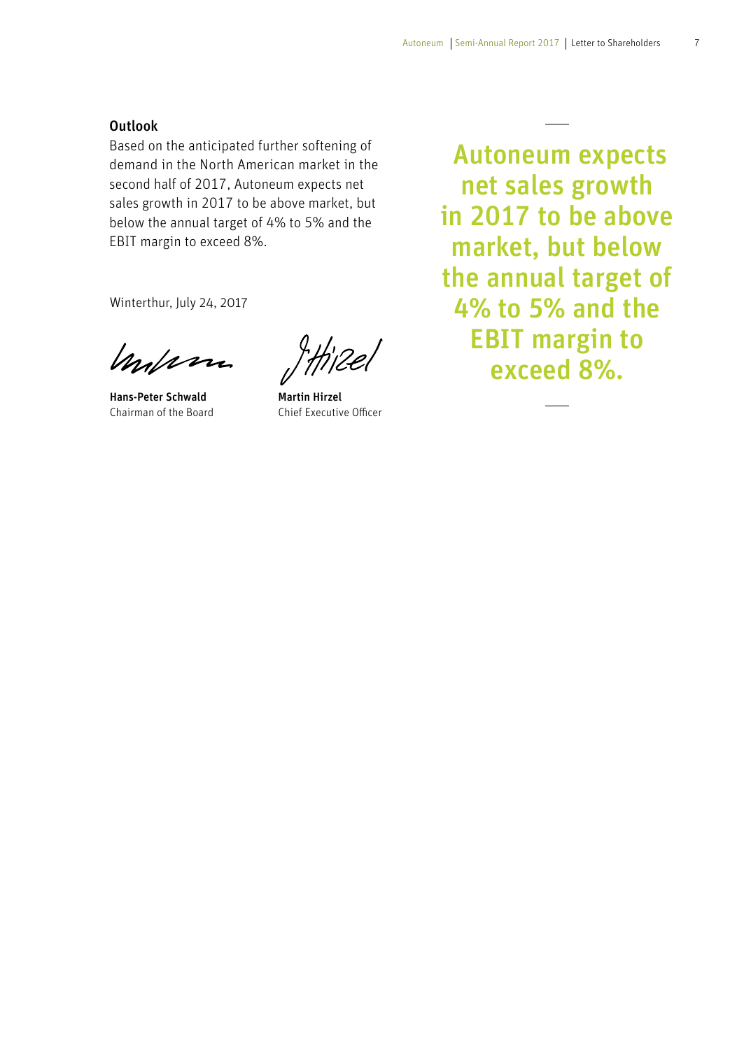## Outlook

Based on the anticipated further softening of demand in the North American market in the second half of 2017, Autoneum expects net sales growth in 2017 to be above market, but below the annual target of 4% to 5% and the EBIT margin to exceed 8%.

Winterthur, July 24, 2017

**Hans-Peter Schwald**
Chairman of the Board

**Martin Hirzel**
Chief Executive Officer

**Autoneum expects net sales growth in 2017 to be above market, but below the annual target of 4% to 5% and the EBIT margin to exceed 8%.**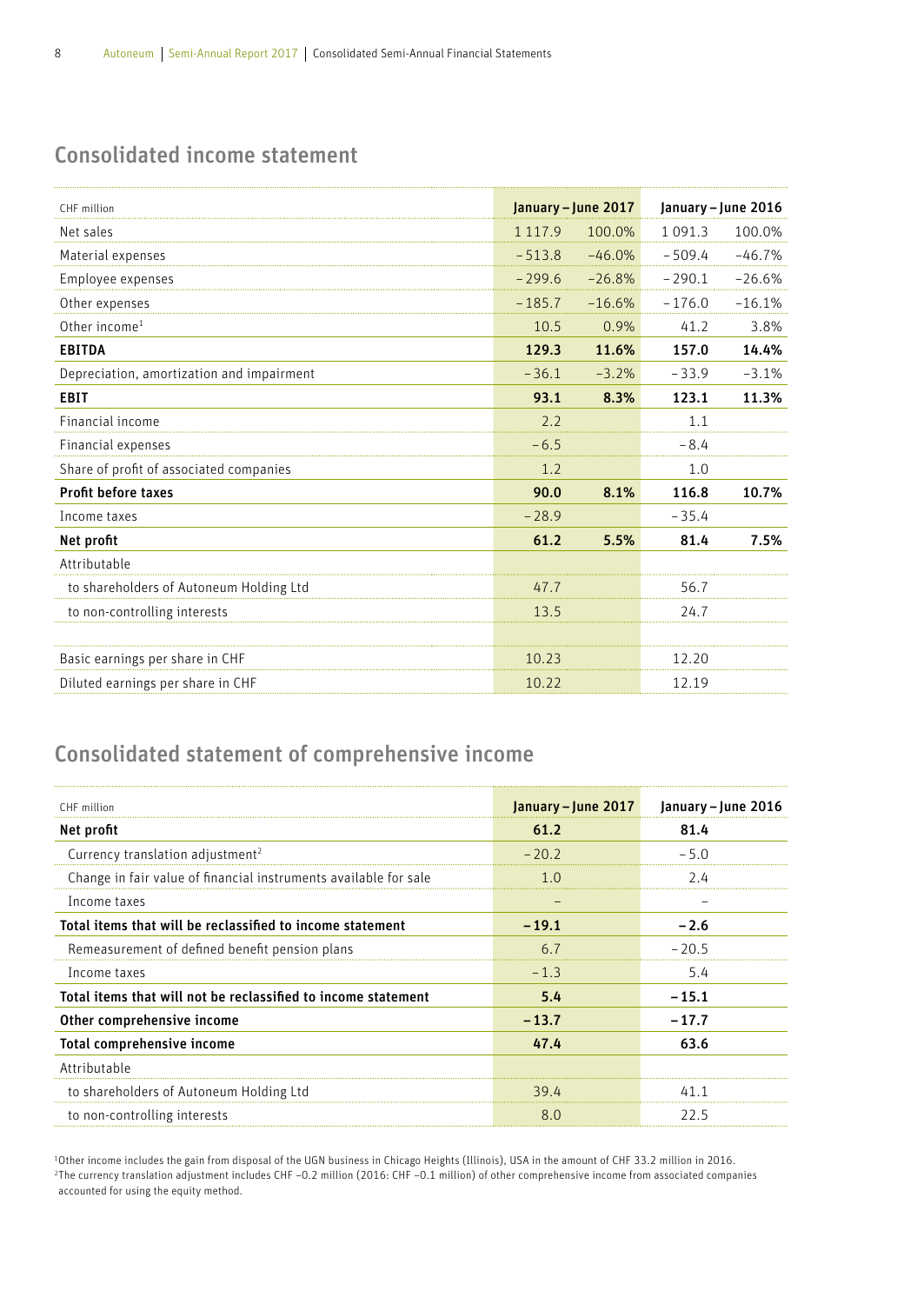## Consolidated income statement

| CHF million | January – June 2017 | | January – June 2016 | |
|---|---|---|---|---|
| Net sales | 1 117.9 | 100.0% | 1 091.3 | 100.0% |
| Material expenses | – 513.8 | –46.0% | – 509.4 | –46.7% |
| Employee expenses | – 299.6 | –26.8% | – 290.1 | –26.6% |
| Other expenses | – 185.7 | –16.6% | – 176.0 | –16.1% |
| Other income[1] | 10.5 | 0.9% | 41.2 | 3.8% |
| **EBITDA** | **129.3** | **11.6%** | **157.0** | **14.4%** |
| Depreciation, amortization and impairment | – 36.1 | –3.2% | – 33.9 | –3.1% |
| **EBIT** | **93.1** | **8.3%** | **123.1** | **11.3%** |
| Financial income | 2.2 | | 1.1 | |
| Financial expenses | – 6.5 | | – 8.4 | |
| Share of profit of associated companies | 1.2 | | 1.0 | |
| **Profit before taxes** | **90.0** | **8.1%** | **116.8** | **10.7%** |
| Income taxes | – 28.9 | | – 35.4 | |
| **Net profit** | **61.2** | **5.5%** | **81.4** | **7.5%** |
| Attributable | | | | |
| to shareholders of Autoneum Holding Ltd | 47.7 | | 56.7 | |
| to non-controlling interests | 13.5 | | 24.7 | |
| | | | | |
| Basic earnings per share in CHF | 10.23 | | 12.20 | |
| Diluted earnings per share in CHF | 10.22 | | 12.19 | |

## Consolidated statement of comprehensive income

| CHF million | January – June 2017 | January – June 2016 |
|---|---|---|
| **Net profit** | **61.2** | **81.4** |
| Currency translation adjustment[2] | – 20.2 | – 5.0 |
| Change in fair value of financial instruments available for sale | 1.0 | 2.4 |
| Income taxes | – | – |
| **Total items that will be reclassified to income statement** | **– 19.1** | **– 2.6** |
| Remeasurement of defined benefit pension plans | 6.7 | – 20.5 |
| Income taxes | – 1.3 | 5.4 |
| **Total items that will not be reclassified to income statement** | **5.4** | **– 15.1** |
| **Other comprehensive income** | **– 13.7** | **– 17.7** |
| **Total comprehensive income** | **47.4** | **63.6** |
| Attributable | | |
| to shareholders of Autoneum Holding Ltd | 39.4 | 41.1 |
| to non-controlling interests | 8.0 | 22.5 |

[1] Other income includes the gain from disposal of the UGN business in Chicago Heights (Illinois), USA in the amount of CHF 33.2 million in 2016.
[2] The currency translation adjustment includes CHF –0.2 million (2016: CHF –0.1 million) of other comprehensive income from associated companies accounted for using the equity method.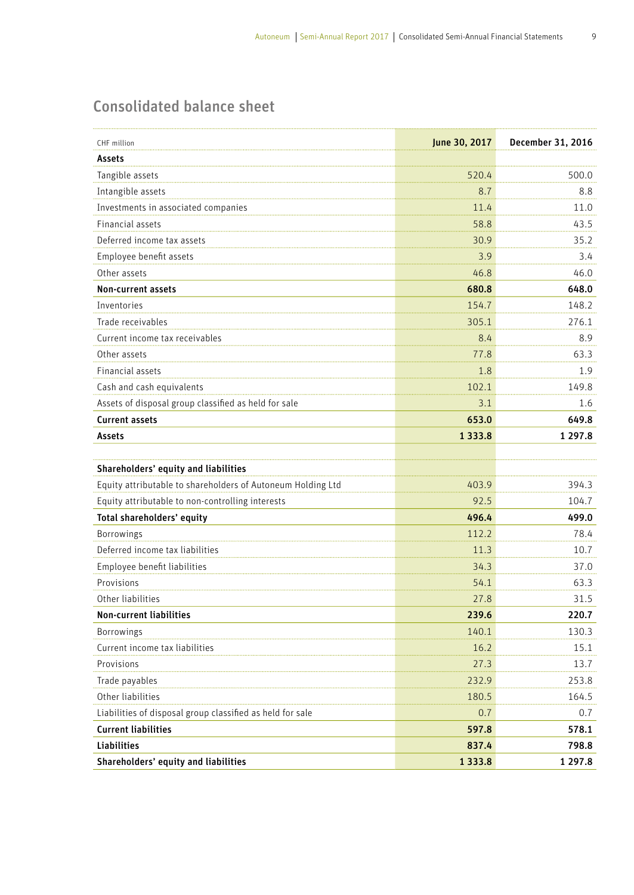## Consolidated balance sheet

| CHF million | June 30, 2017 | December 31, 2016 |
|---|---|---|
| **Assets** | | |
| Tangible assets | 520.4 | 500.0 |
| Intangible assets | 8.7 | 8.8 |
| Investments in associated companies | 11.4 | 11.0 |
| Financial assets | 58.8 | 43.5 |
| Deferred income tax assets | 30.9 | 35.2 |
| Employee benefit assets | 3.9 | 3.4 |
| Other assets | 46.8 | 46.0 |
| **Non-current assets** | **680.8** | **648.0** |
| Inventories | 154.7 | 148.2 |
| Trade receivables | 305.1 | 276.1 |
| Current income tax receivables | 8.4 | 8.9 |
| Other assets | 77.8 | 63.3 |
| Financial assets | 1.8 | 1.9 |
| Cash and cash equivalents | 102.1 | 149.8 |
| Assets of disposal group classified as held for sale | 3.1 | 1.6 |
| **Current assets** | **653.0** | **649.8** |
| **Assets** | **1 333.8** | **1 297.8** |
| | | |
| **Shareholders' equity and liabilities** | | |
| Equity attributable to shareholders of Autoneum Holding Ltd | 403.9 | 394.3 |
| Equity attributable to non-controlling interests | 92.5 | 104.7 |
| **Total shareholders' equity** | **496.4** | **499.0** |
| Borrowings | 112.2 | 78.4 |
| Deferred income tax liabilities | 11.3 | 10.7 |
| Employee benefit liabilities | 34.3 | 37.0 |
| Provisions | 54.1 | 63.3 |
| Other liabilities | 27.8 | 31.5 |
| **Non-current liabilities** | **239.6** | **220.7** |
| Borrowings | 140.1 | 130.3 |
| Current income tax liabilities | 16.2 | 15.1 |
| Provisions | 27.3 | 13.7 |
| Trade payables | 232.9 | 253.8 |
| Other liabilities | 180.5 | 164.5 |
| Liabilities of disposal group classified as held for sale | 0.7 | 0.7 |
| **Current liabilities** | **597.8** | **578.1** |
| **Liabilities** | **837.4** | **798.8** |
| **Shareholders' equity and liabilities** | **1 333.8** | **1 297.8** |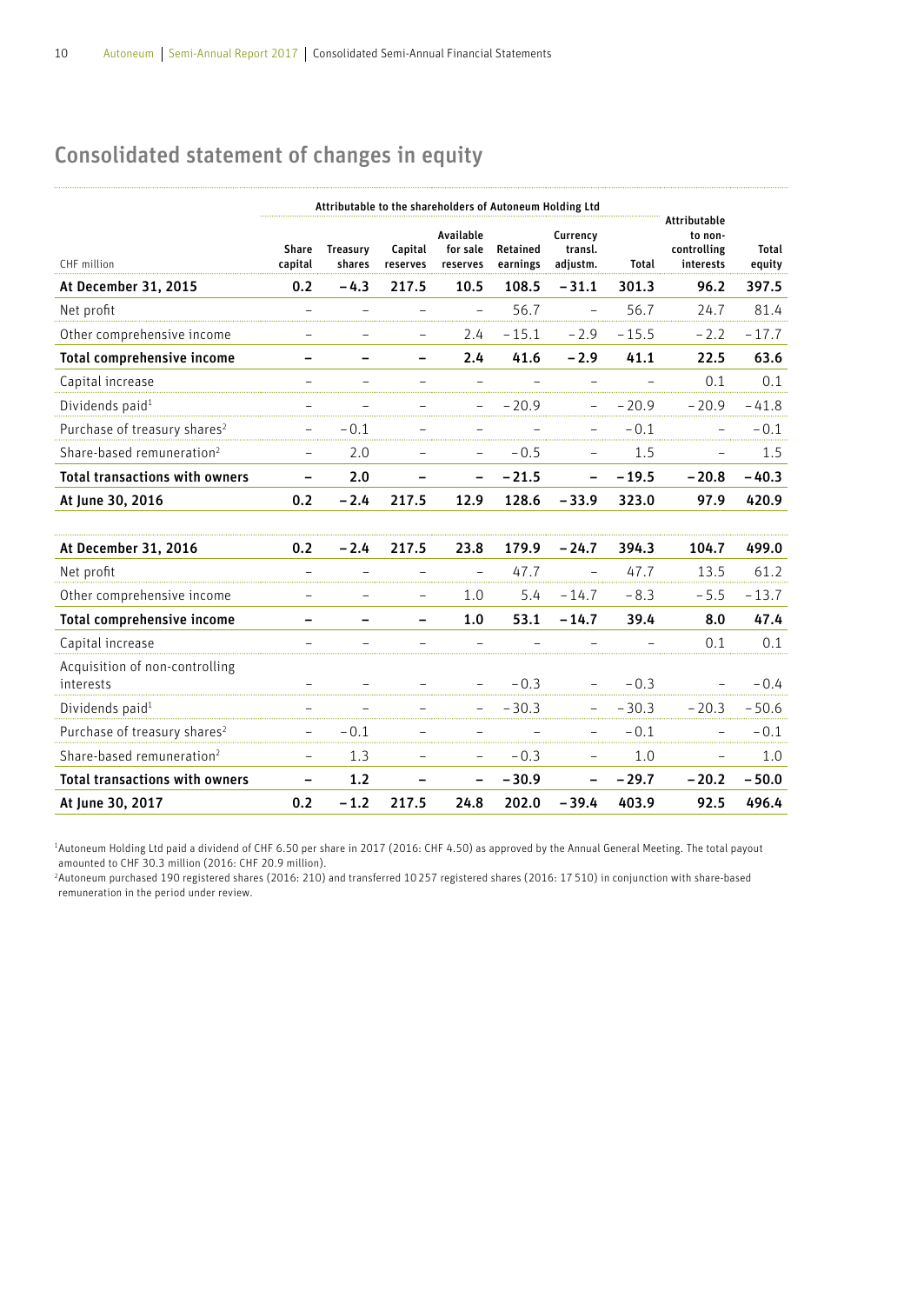# Consolidated statement of changes in equity

| CHF million | Attributable to the shareholders of Autoneum Holding Ltd | | | | | | | Attributable to non-controlling interests | Total equity |
|---|---|---|---|---|---|---|---|---|---|
| | Share capital | Treasury shares | Capital reserves | Available for sale reserves | Retained earnings | Currency transl. adjustm. | Total | | |
| **At December 31, 2015** | **0.2** | **–4.3** | **217.5** | **10.5** | **108.5** | **–31.1** | **301.3** | **96.2** | **397.5** |
| Net profit | – | – | – | – | 56.7 | – | 56.7 | 24.7 | 81.4 |
| Other comprehensive income | – | – | – | 2.4 | –15.1 | –2.9 | –15.5 | –2.2 | –17.7 |
| **Total comprehensive income** | **–** | **–** | **–** | **2.4** | **41.6** | **–2.9** | **41.1** | **22.5** | **63.6** |
| Capital increase | – | – | – | – | – | – | – | 0.1 | 0.1 |
| Dividends paid[1] | – | – | – | – | –20.9 | – | –20.9 | –20.9 | –41.8 |
| Purchase of treasury shares[2] | – | –0.1 | – | – | – | – | –0.1 | – | –0.1 |
| Share-based remuneration[2] | – | 2.0 | – | – | –0.5 | – | 1.5 | – | 1.5 |
| **Total transactions with owners** | **–** | **2.0** | **–** | **–** | **–21.5** | **–** | **–19.5** | **–20.8** | **–40.3** |
| **At June 30, 2016** | **0.2** | **–2.4** | **217.5** | **12.9** | **128.6** | **–33.9** | **323.0** | **97.9** | **420.9** |
| | | | | | | | | | |
| **At December 31, 2016** | **0.2** | **–2.4** | **217.5** | **23.8** | **179.9** | **–24.7** | **394.3** | **104.7** | **499.0** |
| Net profit | – | – | – | – | 47.7 | – | 47.7 | 13.5 | 61.2 |
| Other comprehensive income | – | – | – | 1.0 | 5.4 | –14.7 | –8.3 | –5.5 | –13.7 |
| **Total comprehensive income** | **–** | **–** | **–** | **1.0** | **53.1** | **–14.7** | **39.4** | **8.0** | **47.4** |
| Capital increase | – | – | – | – | – | – | – | 0.1 | 0.1 |
| Acquisition of non-controlling interests | – | – | – | – | –0.3 | – | –0.3 | – | –0.4 |
| Dividends paid[1] | – | – | – | – | –30.3 | – | –30.3 | –20.3 | –50.6 |
| Purchase of treasury shares[2] | – | –0.1 | – | – | – | – | –0.1 | – | –0.1 |
| Share-based remuneration[2] | – | 1.3 | – | – | –0.3 | – | 1.0 | – | 1.0 |
| **Total transactions with owners** | **–** | **1.2** | **–** | **–** | **–30.9** | **–** | **–29.7** | **–20.2** | **–50.0** |
| **At June 30, 2017** | **0.2** | **–1.2** | **217.5** | **24.8** | **202.0** | **–39.4** | **403.9** | **92.5** | **496.4** |

[1] Autoneum Holding Ltd paid a dividend of CHF 6.50 per share in 2017 (2016: CHF 4.50) as approved by the Annual General Meeting. The total payout amounted to CHF 30.3 million (2016: CHF 20.9 million).

[2] Autoneum purchased 190 registered shares (2016: 210) and transferred 10 257 registered shares (2016: 17 510) in conjunction with share-based remuneration in the period under review.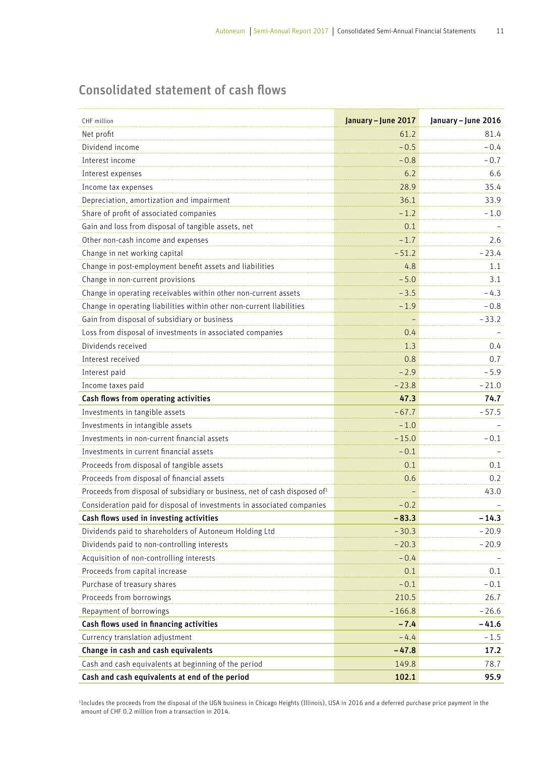## Consolidated statement of cash flows

| CHF million | January – June 2017 | January – June 2016 |
|---|---|---|
| Net profit | 61.2 | 81.4 |
| Dividend income | – 0.5 | – 0.4 |
| Interest income | – 0.8 | – 0.7 |
| Interest expenses | 6.2 | 6.6 |
| Income tax expenses | 28.9 | 35.4 |
| Depreciation, amortization and impairment | 36.1 | 33.9 |
| Share of profit of associated companies | – 1.2 | – 1.0 |
| Gain and loss from disposal of tangible assets, net | 0.1 | – |
| Other non-cash income and expenses | – 1.7 | 2.6 |
| Change in net working capital | – 51.2 | – 23.4 |
| Change in post-employment benefit assets and liabilities | 4.8 | 1.1 |
| Change in non-current provisions | – 5.0 | 3.1 |
| Change in operating receivables within other non-current assets | – 3.5 | – 4.3 |
| Change in operating liabilities within other non-current liabilities | – 1.9 | – 0.8 |
| Gain from disposal of subsidiary or business | – | – 33.2 |
| Loss from disposal of investments in associated companies | 0.4 | – |
| Dividends received | 1.3 | 0.4 |
| Interest received | 0.8 | 0.7 |
| Interest paid | – 2.9 | – 5.9 |
| Income taxes paid | – 23.8 | – 21.0 |
| **Cash flows from operating activities** | **47.3** | **74.7** |
| Investments in tangible assets | – 67.7 | – 57.5 |
| Investments in intangible assets | – 1.0 | – |
| Investments in non-current financial assets | – 15.0 | – 0.1 |
| Investments in current financial assets | – 0.1 | – |
| Proceeds from disposal of tangible assets | 0.1 | 0.1 |
| Proceeds from disposal of financial assets | 0.6 | 0.2 |
| Proceeds from disposal of subsidiary or business, net of cash disposed of[1] | – | 43.0 |
| Consideration paid for disposal of investments in associated companies | – 0.2 | – |
| **Cash flows used in investing activities** | **– 83.3** | **– 14.3** |
| Dividends paid to shareholders of Autoneum Holding Ltd | – 30.3 | – 20.9 |
| Dividends paid to non-controlling interests | – 20.3 | – 20.9 |
| Acquisition of non-controlling interests | – 0.4 | – |
| Proceeds from capital increase | 0.1 | 0.1 |
| Purchase of treasury shares | – 0.1 | – 0.1 |
| Proceeds from borrowings | 210.5 | 26.7 |
| Repayment of borrowings | – 166.8 | – 26.6 |
| **Cash flows used in financing activities** | **– 7.4** | **– 41.6** |
| Currency translation adjustment | – 4.4 | – 1.5 |
| **Change in cash and cash equivalents** | **– 47.8** | **17.2** |
| Cash and cash equivalents at beginning of the period | 149.8 | 78.7 |
| **Cash and cash equivalents at end of the period** | **102.1** | **95.9** |

[1]Includes the proceeds from the disposal of the UGN business in Chicago Heights (Illinois), USA in 2016 and a deferred purchase price payment in the amount of CHF 0.2 million from a transaction in 2014.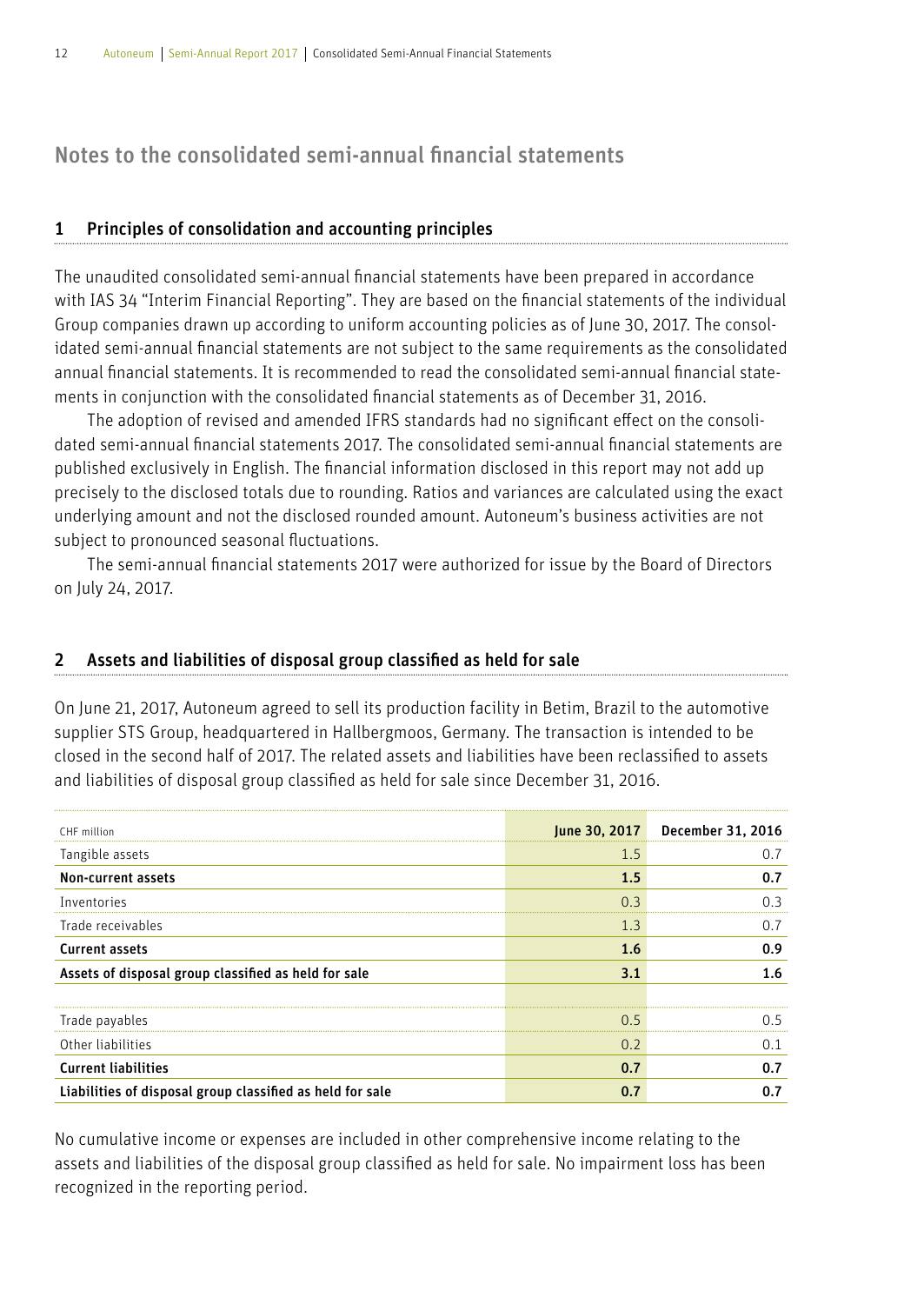# Notes to the consolidated semi-annual financial statements

## 1 Principles of consolidation and accounting principles

The unaudited consolidated semi-annual financial statements have been prepared in accordance with IAS 34 "Interim Financial Reporting". They are based on the financial statements of the individual Group companies drawn up according to uniform accounting policies as of June 30, 2017. The consolidated semi-annual financial statements are not subject to the same requirements as the consolidated annual financial statements. It is recommended to read the consolidated semi-annual financial statements in conjunction with the consolidated financial statements as of December 31, 2016.

The adoption of revised and amended IFRS standards had no significant effect on the consolidated semi-annual financial statements 2017. The consolidated semi-annual financial statements are published exclusively in English. The financial information disclosed in this report may not add up precisely to the disclosed totals due to rounding. Ratios and variances are calculated using the exact underlying amount and not the disclosed rounded amount. Autoneum's business activities are not subject to pronounced seasonal fluctuations.

The semi-annual financial statements 2017 were authorized for issue by the Board of Directors on July 24, 2017.

## 2 Assets and liabilities of disposal group classified as held for sale

On June 21, 2017, Autoneum agreed to sell its production facility in Betim, Brazil to the automotive supplier STS Group, headquartered in Hallbergmoos, Germany. The transaction is intended to be closed in the second half of 2017. The related assets and liabilities have been reclassified to assets and liabilities of disposal group classified as held for sale since December 31, 2016.

| CHF million | June 30, 2017 | December 31, 2016 |
|---|---|---|
| Tangible assets | 1.5 | 0.7 |
| **Non-current assets** | **1.5** | **0.7** |
| Inventories | 0.3 | 0.3 |
| Trade receivables | 1.3 | 0.7 |
| **Current assets** | **1.6** | **0.9** |
| **Assets of disposal group classified as held for sale** | **3.1** | **1.6** |
| | | |
| Trade payables | 0.5 | 0.5 |
| Other liabilities | 0.2 | 0.1 |
| **Current liabilities** | **0.7** | **0.7** |
| **Liabilities of disposal group classified as held for sale** | **0.7** | **0.7** |

No cumulative income or expenses are included in other comprehensive income relating to the assets and liabilities of the disposal group classified as held for sale. No impairment loss has been recognized in the reporting period.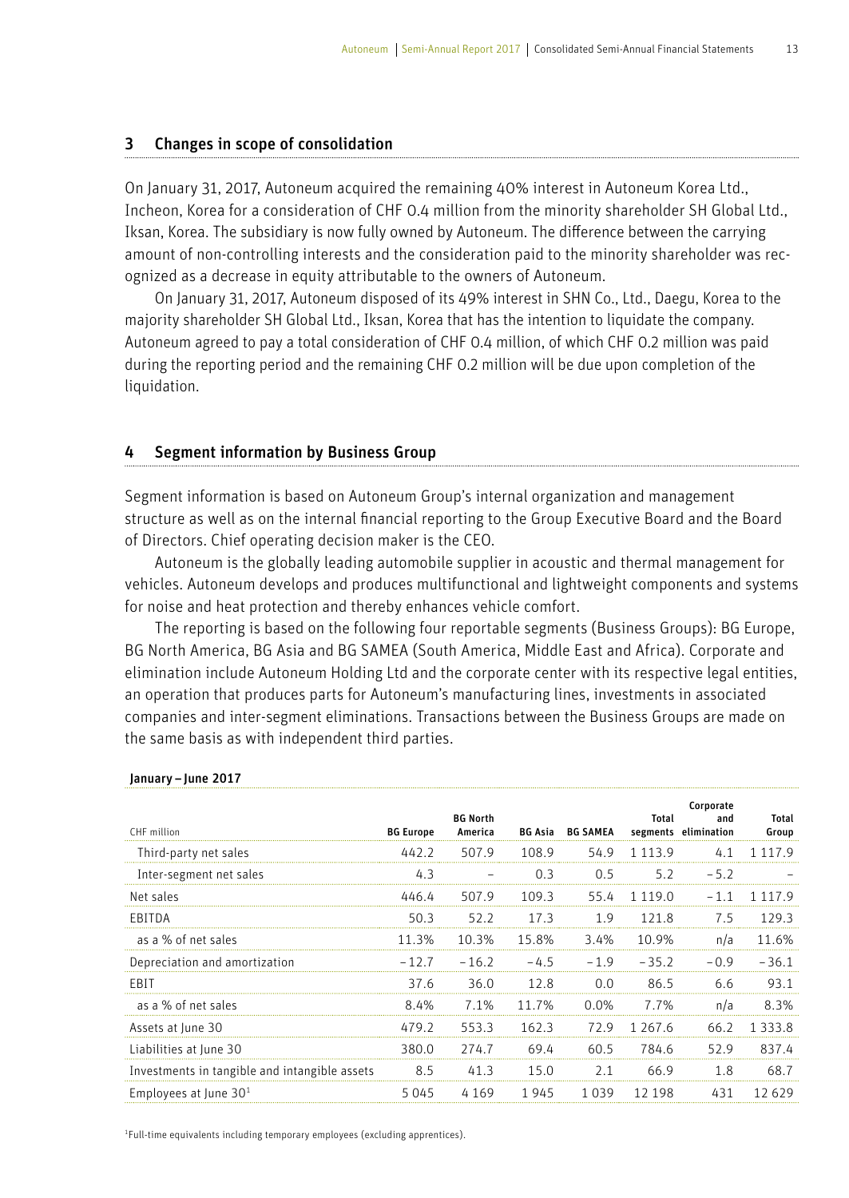## 3 Changes in scope of consolidation

On January 31, 2017, Autoneum acquired the remaining 40% interest in Autoneum Korea Ltd., Incheon, Korea for a consideration of CHF 0.4 million from the minority shareholder SH Global Ltd., Iksan, Korea. The subsidiary is now fully owned by Autoneum. The difference between the carrying amount of non-controlling interests and the consideration paid to the minority shareholder was recognized as a decrease in equity attributable to the owners of Autoneum.

On January 31, 2017, Autoneum disposed of its 49% interest in SHN Co., Ltd., Daegu, Korea to the majority shareholder SH Global Ltd., Iksan, Korea that has the intention to liquidate the company. Autoneum agreed to pay a total consideration of CHF 0.4 million, of which CHF 0.2 million was paid during the reporting period and the remaining CHF 0.2 million will be due upon completion of the liquidation.

## 4 Segment information by Business Group

Segment information is based on Autoneum Group's internal organization and management structure as well as on the internal financial reporting to the Group Executive Board and the Board of Directors. Chief operating decision maker is the CEO.

Autoneum is the globally leading automobile supplier in acoustic and thermal management for vehicles. Autoneum develops and produces multifunctional and lightweight components and systems for noise and heat protection and thereby enhances vehicle comfort.

The reporting is based on the following four reportable segments (Business Groups): BG Europe, BG North America, BG Asia and BG SAMEA (South America, Middle East and Africa). Corporate and elimination include Autoneum Holding Ltd and the corporate center with its respective legal entities, an operation that produces parts for Autoneum's manufacturing lines, investments in associated companies and inter-segment eliminations. Transactions between the Business Groups are made on the same basis as with independent third parties.

**January – June 2017**

| CHF million | BG Europe | BG North America | BG Asia | BG SAMEA | Total segments | Corporate and elimination | Total Group |
|---|---|---|---|---|---|---|---|
| Third-party net sales | 442.2 | 507.9 | 108.9 | 54.9 | 1 113.9 | 4.1 | 1 117.9 |
| Inter-segment net sales | 4.3 | – | 0.3 | 0.5 | 5.2 | –5.2 | – |
| Net sales | 446.4 | 507.9 | 109.3 | 55.4 | 1 119.0 | –1.1 | 1 117.9 |
| EBITDA | 50.3 | 52.2 | 17.3 | 1.9 | 121.8 | 7.5 | 129.3 |
| as a % of net sales | 11.3% | 10.3% | 15.8% | 3.4% | 10.9% | n/a | 11.6% |
| Depreciation and amortization | –12.7 | –16.2 | –4.5 | –1.9 | –35.2 | –0.9 | –36.1 |
| EBIT | 37.6 | 36.0 | 12.8 | 0.0 | 86.5 | 6.6 | 93.1 |
| as a % of net sales | 8.4% | 7.1% | 11.7% | 0.0% | 7.7% | n/a | 8.3% |
| Assets at June 30 | 479.2 | 553.3 | 162.3 | 72.9 | 1 267.6 | 66.2 | 1 333.8 |
| Liabilities at June 30 | 380.0 | 274.7 | 69.4 | 60.5 | 784.6 | 52.9 | 837.4 |
| Investments in tangible and intangible assets | 8.5 | 41.3 | 15.0 | 2.1 | 66.9 | 1.8 | 68.7 |
| Employees at June 30[1] | 5 045 | 4 169 | 1 945 | 1 039 | 12 198 | 431 | 12 629 |

[1] Full-time equivalents including temporary employees (excluding apprentices).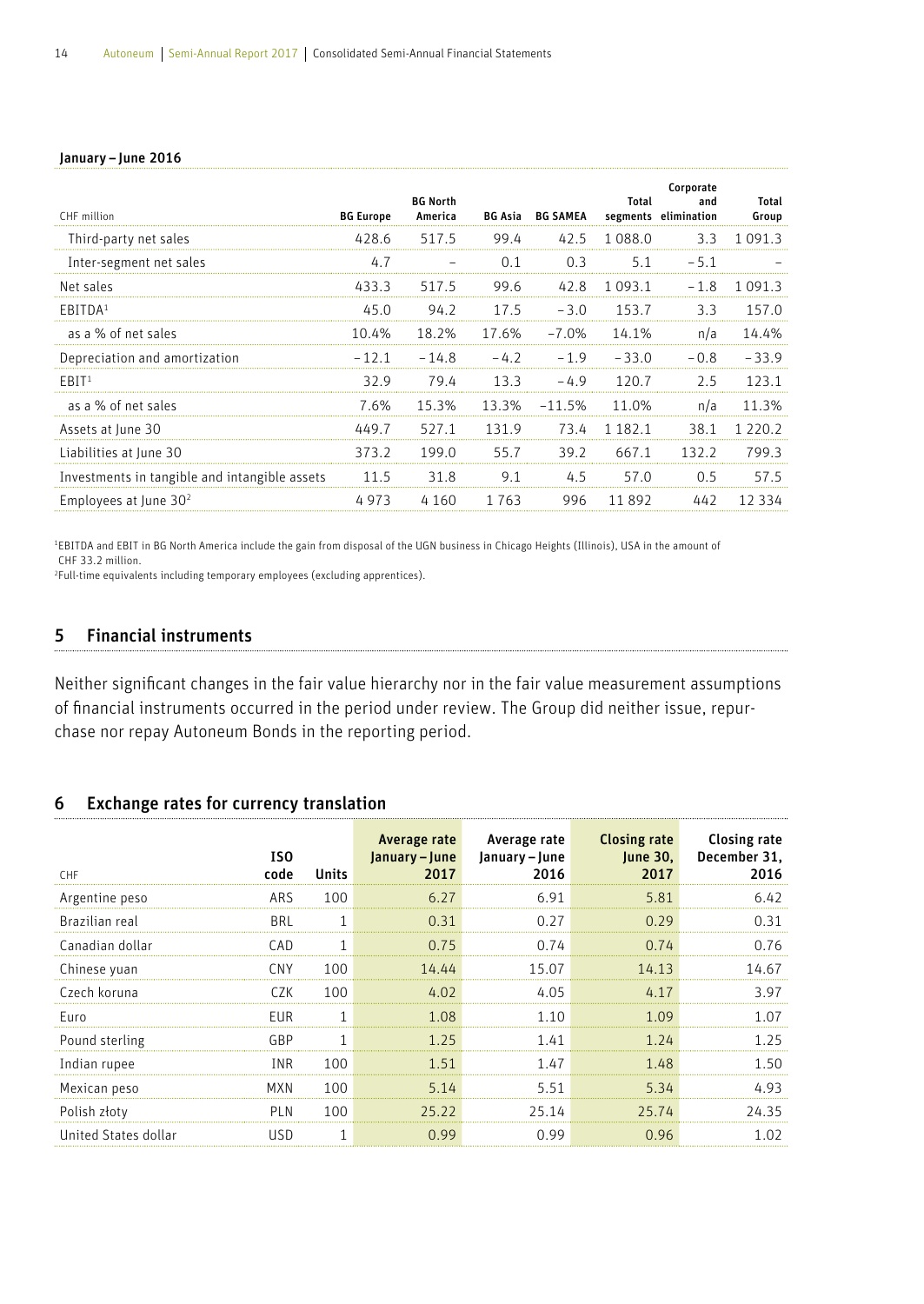**January – June 2016**

| CHF million | BG Europe | BG North America | BG Asia | BG SAMEA | Total segments | Corporate and elimination | Total Group |
|---|---|---|---|---|---|---|---|
| Third-party net sales | 428.6 | 517.5 | 99.4 | 42.5 | 1 088.0 | 3.3 | 1 091.3 |
| Inter-segment net sales | 4.7 | – | 0.1 | 0.3 | 5.1 | – 5.1 | – |
| Net sales | 433.3 | 517.5 | 99.6 | 42.8 | 1 093.1 | – 1.8 | 1 091.3 |
| EBITDA[1] | 45.0 | 94.2 | 17.5 | – 3.0 | 153.7 | 3.3 | 157.0 |
| as a % of net sales | 10.4% | 18.2% | 17.6% | –7.0% | 14.1% | n/a | 14.4% |
| Depreciation and amortization | – 12.1 | – 14.8 | – 4.2 | – 1.9 | – 33.0 | – 0.8 | – 33.9 |
| EBIT[1] | 32.9 | 79.4 | 13.3 | – 4.9 | 120.7 | 2.5 | 123.1 |
| as a % of net sales | 7.6% | 15.3% | 13.3% | –11.5% | 11.0% | n/a | 11.3% |
| Assets at June 30 | 449.7 | 527.1 | 131.9 | 73.4 | 1 182.1 | 38.1 | 1 220.2 |
| Liabilities at June 30 | 373.2 | 199.0 | 55.7 | 39.2 | 667.1 | 132.2 | 799.3 |
| Investments in tangible and intangible assets | 11.5 | 31.8 | 9.1 | 4.5 | 57.0 | 0.5 | 57.5 |
| Employees at June 30[2] | 4 973 | 4 160 | 1 763 | 996 | 11 892 | 442 | 12 334 |

[1]EBITDA and EBIT in BG North America include the gain from disposal of the UGN business in Chicago Heights (Illinois), USA in the amount of CHF 33.2 million.
[2]Full-time equivalents including temporary employees (excluding apprentices).

## 5 Financial instruments

Neither significant changes in the fair value hierarchy nor in the fair value measurement assumptions of financial instruments occurred in the period under review. The Group did neither issue, repurchase nor repay Autoneum Bonds in the reporting period.

## 6 Exchange rates for currency translation

| CHF | ISO code | Units | Average rate January – June 2017 | Average rate January – June 2016 | Closing rate June 30, 2017 | Closing rate December 31, 2016 |
|---|---|---|---|---|---|---|
| Argentine peso | ARS | 100 | 6.27 | 6.91 | 5.81 | 6.42 |
| Brazilian real | BRL | 1 | 0.31 | 0.27 | 0.29 | 0.31 |
| Canadian dollar | CAD | 1 | 0.75 | 0.74 | 0.74 | 0.76 |
| Chinese yuan | CNY | 100 | 14.44 | 15.07 | 14.13 | 14.67 |
| Czech koruna | CZK | 100 | 4.02 | 4.05 | 4.17 | 3.97 |
| Euro | EUR | 1 | 1.08 | 1.10 | 1.09 | 1.07 |
| Pound sterling | GBP | 1 | 1.25 | 1.41 | 1.24 | 1.25 |
| Indian rupee | INR | 100 | 1.51 | 1.47 | 1.48 | 1.50 |
| Mexican peso | MXN | 100 | 5.14 | 5.51 | 5.34 | 4.93 |
| Polish złoty | PLN | 100 | 25.22 | 25.14 | 25.74 | 24.35 |
| United States dollar | USD | 1 | 0.99 | 0.99 | 0.96 | 1.02 |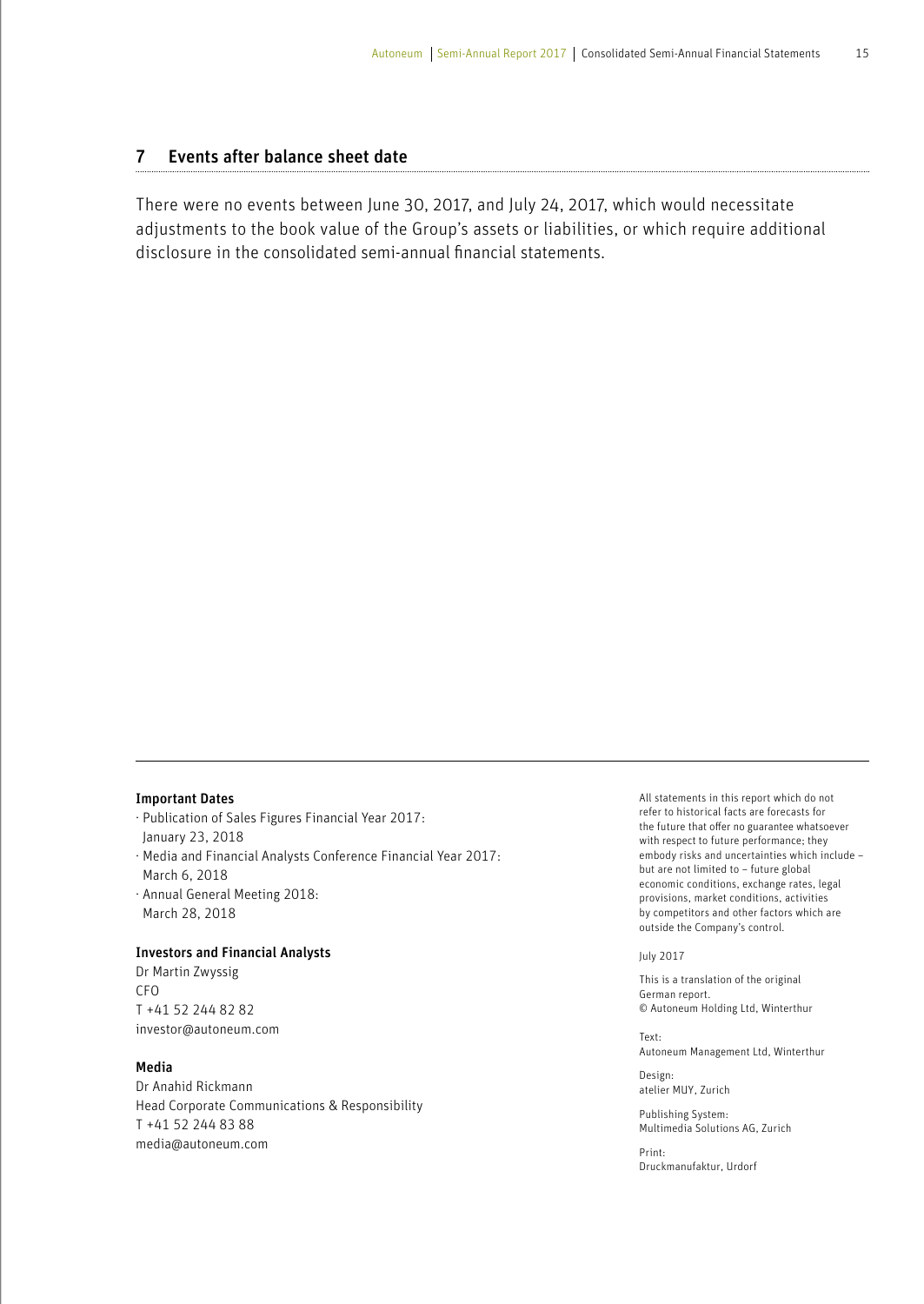## 7 Events after balance sheet date

There were no events between June 30, 2017, and July 24, 2017, which would necessitate adjustments to the book value of the Group's assets or liabilities, or which require additional disclosure in the consolidated semi-annual financial statements.

**Important Dates**

- Publication of Sales Figures Financial Year 2017: January 23, 2018
- Media and Financial Analysts Conference Financial Year 2017: March 6, 2018
- Annual General Meeting 2018: March 28, 2018

**Investors and Financial Analysts**

Dr Martin Zwyssig
CFO
T +41 52 244 82 82
investor@autoneum.com

**Media**

Dr Anahid Rickmann
Head Corporate Communications & Responsibility
T +41 52 244 83 88
media@autoneum.com

All statements in this report which do not refer to historical facts are forecasts for the future that offer no guarantee whatsoever with respect to future performance; they embody risks and uncertainties which include – but are not limited to – future global economic conditions, exchange rates, legal provisions, market conditions, activities by competitors and other factors which are outside the Company's control.

July 2017

This is a translation of the original German report.
© Autoneum Holding Ltd, Winterthur

Text:
Autoneum Management Ltd, Winterthur

Design:
atelier MUY, Zurich

Publishing System:
Multimedia Solutions AG, Zurich

Print:
Druckmanufaktur, Urdorf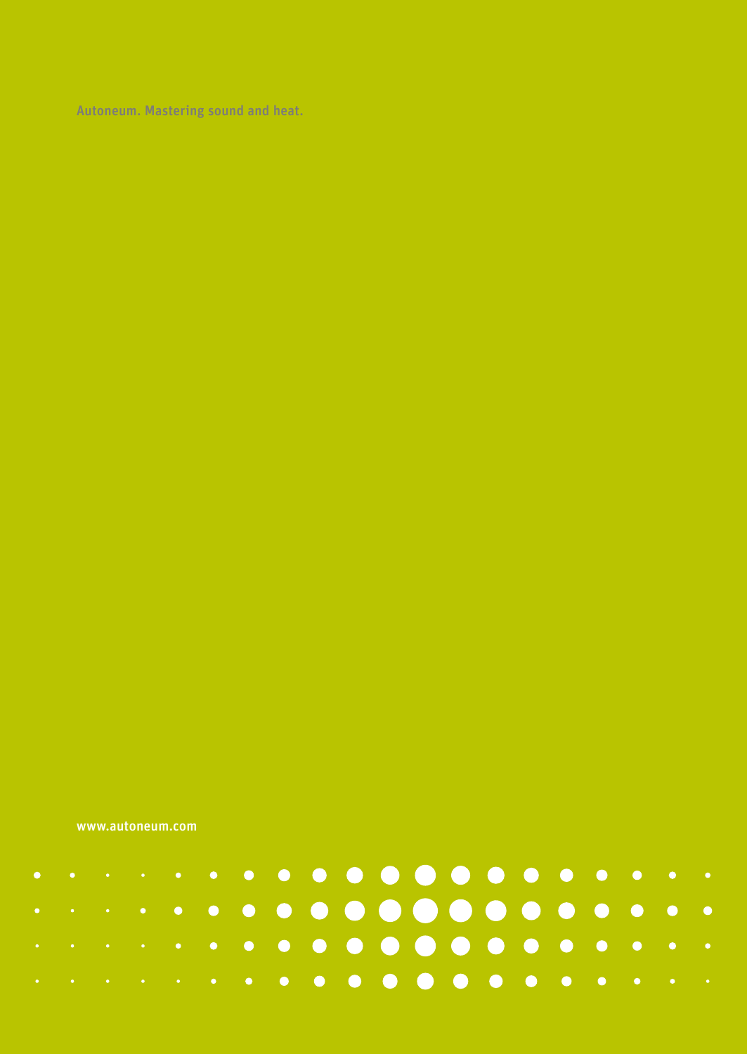Autoneum. Mastering sound and heat.

www.autoneum.com